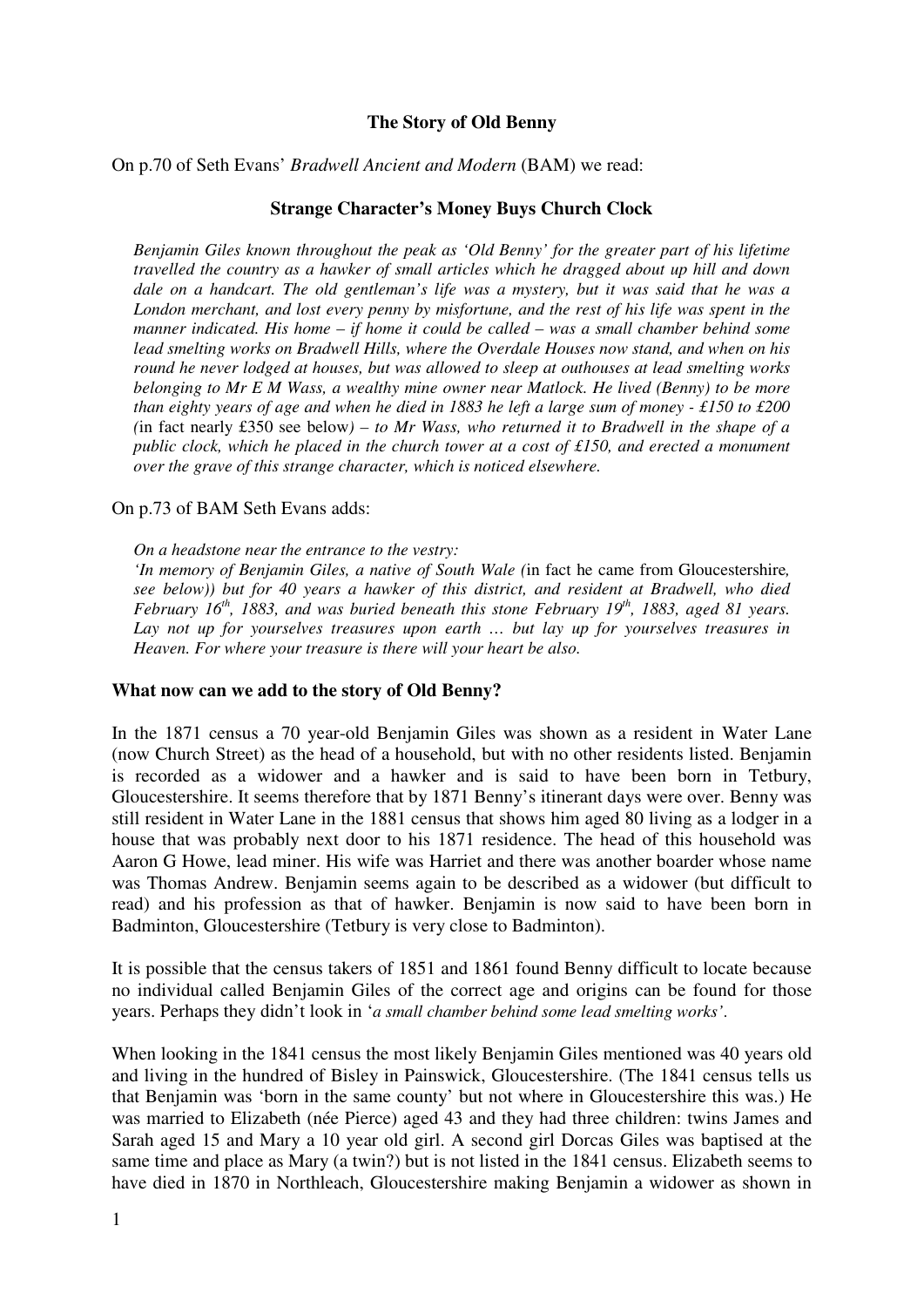**The Story of Old Benny**

On p.70 of Seth Evans' *Bradwell Ancient and Modern* (BAM) we read:

**Strange Character's Money Buys Church Clock**

> *Benjamin Giles known throughout the peak as 'Old Benny' for the greater part of his lifetime travelled the country as a hawker of small articles which he dragged about up hill and down dale on a handcart. The old gentleman's life was a mystery, but it was said that he was a London merchant, and lost every penny by misfortune, and the rest of his life was spent in the manner indicated. His home – if home it could be called – was a small chamber behind some lead smelting works on Bradwell Hills, where the Overdale Houses now stand, and when on his round he never lodged at houses, but was allowed to sleep at outhouses at lead smelting works belonging to Mr E M Wass, a wealthy mine owner near Matlock. He lived (Benny) to be more than eighty years of age and when he died in 1883 he left a large sum of money - £150 to £200 (*in fact nearly £350 see below*) – to Mr Wass, who returned it to Bradwell in the shape of a public clock, which he placed in the church tower at a cost of £150, and erected a monument over the grave of this strange character, which is noticed elsewhere.*

On p.73 of BAM Seth Evans adds:

> *On a headstone near the entrance to the vestry:*
> *'In memory of Benjamin Giles, a native of South Wale (*in fact he came from Gloucestershire, see below*)) but for 40 years a hawker of this district, and resident at Bradwell, who died February 16th, 1883, and was buried beneath this stone February 19th, 1883, aged 81 years. Lay not up for yourselves treasures upon earth … but lay up for yourselves treasures in Heaven. For where your treasure is there will your heart be also.*

**What now can we add to the story of Old Benny?**

In the 1871 census a 70 year-old Benjamin Giles was shown as a resident in Water Lane (now Church Street) as the head of a household, but with no other residents listed. Benjamin is recorded as a widower and a hawker and is said to have been born in Tetbury, Gloucestershire. It seems therefore that by 1871 Benny's itinerant days were over. Benny was still resident in Water Lane in the 1881 census that shows him aged 80 living as a lodger in a house that was probably next door to his 1871 residence. The head of this household was Aaron G Howe, lead miner. His wife was Harriet and there was another boarder whose name was Thomas Andrew. Benjamin seems again to be described as a widower (but difficult to read) and his profession as that of hawker. Benjamin is now said to have been born in Badminton, Gloucestershire (Tetbury is very close to Badminton).

It is possible that the census takers of 1851 and 1861 found Benny difficult to locate because no individual called Benjamin Giles of the correct age and origins can be found for those years. Perhaps they didn't look in '*a small chamber behind some lead smelting works'*.

When looking in the 1841 census the most likely Benjamin Giles mentioned was 40 years old and living in the hundred of Bisley in Painswick, Gloucestershire. (The 1841 census tells us that Benjamin was 'born in the same county' but not where in Gloucestershire this was.) He was married to Elizabeth (née Pierce) aged 43 and they had three children: twins James and Sarah aged 15 and Mary a 10 year old girl. A second girl Dorcas Giles was baptised at the same time and place as Mary (a twin?) but is not listed in the 1841 census. Elizabeth seems to have died in 1870 in Northleach, Gloucestershire making Benjamin a widower as shown in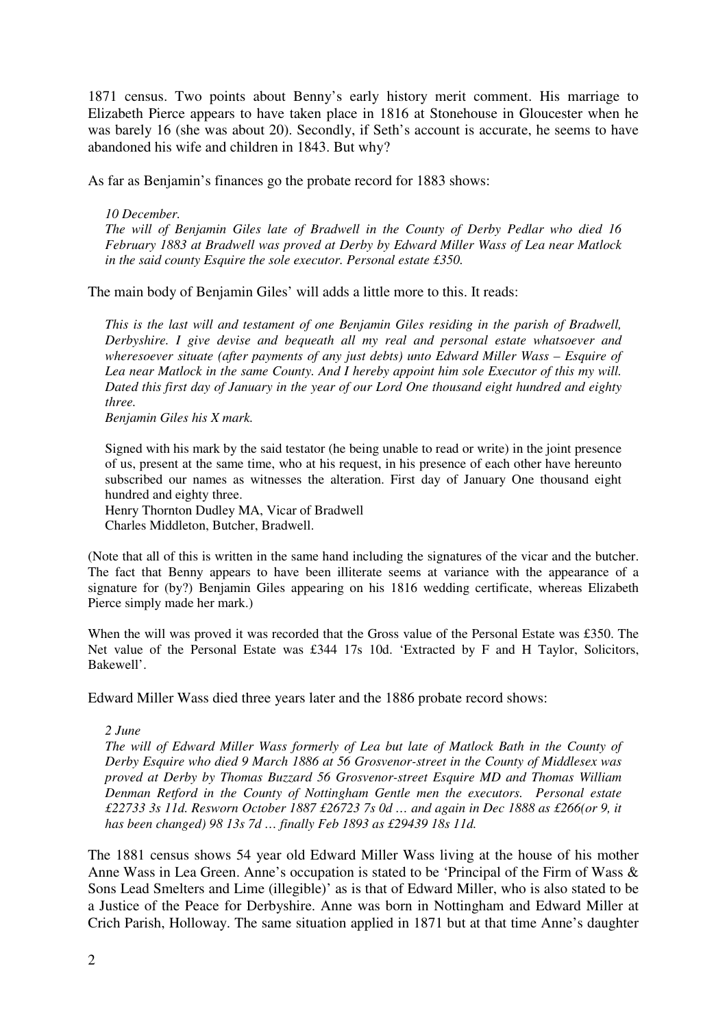1871 census. Two points about Benny's early history merit comment. His marriage to Elizabeth Pierce appears to have taken place in 1816 at Stonehouse in Gloucester when he was barely 16 (she was about 20). Secondly, if Seth's account is accurate, he seems to have abandoned his wife and children in 1843. But why?

As far as Benjamin's finances go the probate record for 1883 shows:

> *10 December.*
> *The will of Benjamin Giles late of Bradwell in the County of Derby Pedlar who died 16 February 1883 at Bradwell was proved at Derby by Edward Miller Wass of Lea near Matlock in the said county Esquire the sole executor. Personal estate £350.*

The main body of Benjamin Giles' will adds a little more to this. It reads:

> *This is the last will and testament of one Benjamin Giles residing in the parish of Bradwell, Derbyshire. I give devise and bequeath all my real and personal estate whatsoever and wheresoever situate (after payments of any just debts) unto Edward Miller Wass – Esquire of Lea near Matlock in the same County. And I hereby appoint him sole Executor of this my will. Dated this first day of January in the year of our Lord One thousand eight hundred and eighty three.*
> *Benjamin Giles his X mark.*
>
> Signed with his mark by the said testator (he being unable to read or write) in the joint presence of us, present at the same time, who at his request, in his presence of each other have hereunto subscribed our names as witnesses the alteration. First day of January One thousand eight hundred and eighty three.
> Henry Thornton Dudley MA, Vicar of Bradwell
> Charles Middleton, Butcher, Bradwell.

(Note that all of this is written in the same hand including the signatures of the vicar and the butcher. The fact that Benny appears to have been illiterate seems at variance with the appearance of a signature for (by?) Benjamin Giles appearing on his 1816 wedding certificate, whereas Elizabeth Pierce simply made her mark.)

When the will was proved it was recorded that the Gross value of the Personal Estate was £350. The Net value of the Personal Estate was £344 17s 10d. 'Extracted by F and H Taylor, Solicitors, Bakewell'.

Edward Miller Wass died three years later and the 1886 probate record shows:

> *2 June*
> *The will of Edward Miller Wass formerly of Lea but late of Matlock Bath in the County of Derby Esquire who died 9 March 1886 at 56 Grosvenor-street in the County of Middlesex was proved at Derby by Thomas Buzzard 56 Grosvenor-street Esquire MD and Thomas William Denman Retford in the County of Nottingham Gentle men the executors. Personal estate £22733 3s 11d. Resworn October 1887 £26723 7s 0d … and again in Dec 1888 as £266(or 9, it has been changed) 98 13s 7d … finally Feb 1893 as £29439 18s 11d.*

The 1881 census shows 54 year old Edward Miller Wass living at the house of his mother Anne Wass in Lea Green. Anne's occupation is stated to be 'Principal of the Firm of Wass & Sons Lead Smelters and Lime (illegible)' as is that of Edward Miller, who is also stated to be a Justice of the Peace for Derbyshire. Anne was born in Nottingham and Edward Miller at Crich Parish, Holloway. The same situation applied in 1871 but at that time Anne's daughter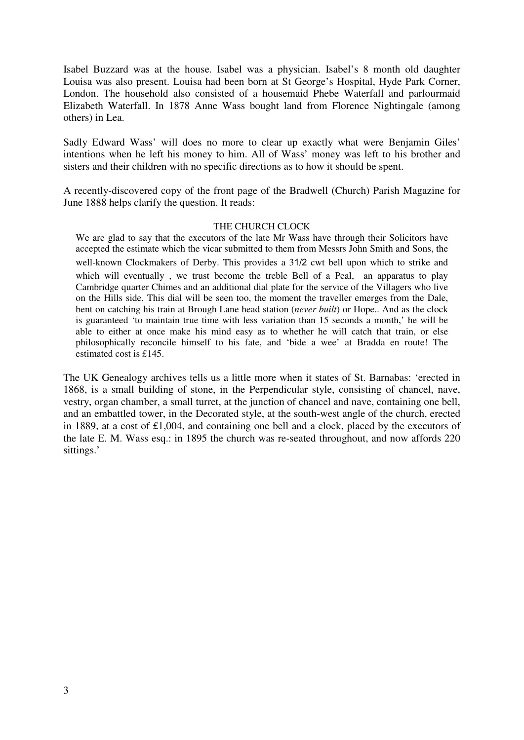Isabel Buzzard was at the house. Isabel was a physician. Isabel's 8 month old daughter Louisa was also present. Louisa had been born at St George's Hospital, Hyde Park Corner, London. The household also consisted of a housemaid Phebe Waterfall and parlourmaid Elizabeth Waterfall. In 1878 Anne Wass bought land from Florence Nightingale (among others) in Lea.

Sadly Edward Wass' will does no more to clear up exactly what were Benjamin Giles' intentions when he left his money to him. All of Wass' money was left to his brother and sisters and their children with no specific directions as to how it should be spent.

A recently-discovered copy of the front page of the Bradwell (Church) Parish Magazine for June 1888 helps clarify the question. It reads:

> THE CHURCH CLOCK
>
> We are glad to say that the executors of the late Mr Wass have through their Solicitors have accepted the estimate which the vicar submitted to them from Messrs John Smith and Sons, the well-known Clockmakers of Derby. This provides a 31/2 cwt bell upon which to strike and which will eventually , we trust become the treble Bell of a Peal, an apparatus to play Cambridge quarter Chimes and an additional dial plate for the service of the Villagers who live on the Hills side. This dial will be seen too, the moment the traveller emerges from the Dale, bent on catching his train at Brough Lane head station (*never built*) or Hope.. And as the clock is guaranteed 'to maintain true time with less variation than 15 seconds a month,' he will be able to either at once make his mind easy as to whether he will catch that train, or else philosophically reconcile himself to his fate, and 'bide a wee' at Bradda en route! The estimated cost is £145.

The UK Genealogy archives tells us a little more when it states of St. Barnabas: 'erected in 1868, is a small building of stone, in the Perpendicular style, consisting of chancel, nave, vestry, organ chamber, a small turret, at the junction of chancel and nave, containing one bell, and an embattled tower, in the Decorated style, at the south-west angle of the church, erected in 1889, at a cost of £1,004, and containing one bell and a clock, placed by the executors of the late E. M. Wass esq.: in 1895 the church was re-seated throughout, and now affords 220 sittings.'